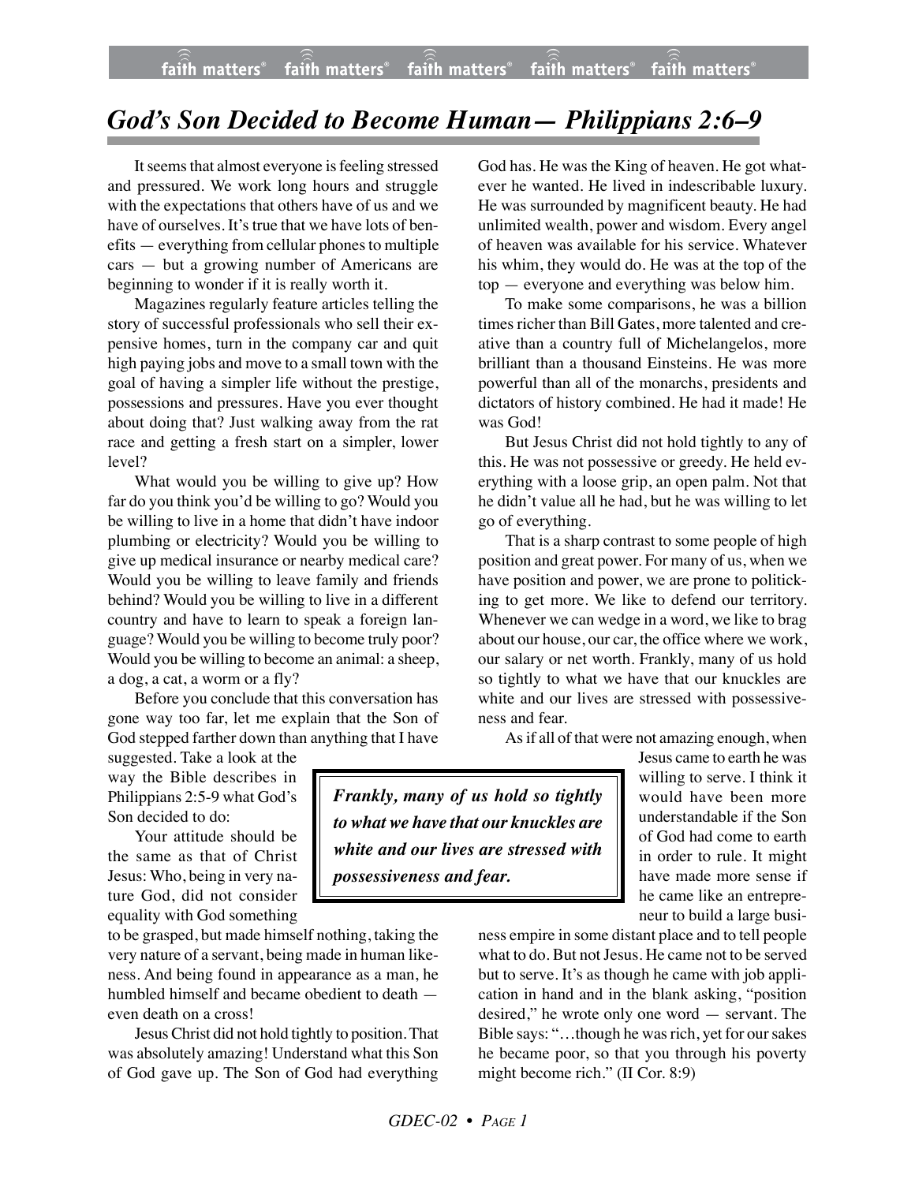# *God's Son Decided to Become Human— Philippians 2:6–9*

It seems that almost everyone is feeling stressed and pressured. We work long hours and struggle with the expectations that others have of us and we have of ourselves. It's true that we have lots of benefits — everything from cellular phones to multiple cars — but a growing number of Americans are beginning to wonder if it is really worth it.

Magazines regularly feature articles telling the story of successful professionals who sell their expensive homes, turn in the company car and quit high paying jobs and move to a small town with the goal of having a simpler life without the prestige, possessions and pressures. Have you ever thought about doing that? Just walking away from the rat race and getting a fresh start on a simpler, lower level?

What would you be willing to give up? How far do you think you'd be willing to go? Would you be willing to live in a home that didn't have indoor plumbing or electricity? Would you be willing to give up medical insurance or nearby medical care? Would you be willing to leave family and friends behind? Would you be willing to live in a different country and have to learn to speak a foreign language? Would you be willing to become truly poor? Would you be willing to become an animal: a sheep, a dog, a cat, a worm or a fly?

Before you conclude that this conversation has gone way too far, let me explain that the Son of God stepped farther down than anything that I have suggested. Take a look at the way the Bible describes in Philippians 2:5-9 what God's Son decided to do:

Your attitude should be the same as that of Christ Jesus: Who, being in very nature God, did not consider equality with God something to be grasped, but made himself nothing, taking the very nature of a servant, being made in human likeness. And being found in appearance as a man, he humbled himself and became obedient to death — even death on a cross!

Jesus Christ did not hold tightly to position. That was absolutely amazing! Understand what this Son of God gave up. The Son of God had everything God has. He was the King of heaven. He got whatever he wanted. He lived in indescribable luxury. He was surrounded by magnificent beauty. He had unlimited wealth, power and wisdom. Every angel of heaven was available for his service. Whatever his whim, they would do. He was at the top of the top — everyone and everything was below him.

To make some comparisons, he was a billion times richer than Bill Gates, more talented and creative than a country full of Michelangelos, more brilliant than a thousand Einsteins. He was more powerful than all of the monarchs, presidents and dictators of history combined. He had it made! He was God!

But Jesus Christ did not hold tightly to any of this. He was not possessive or greedy. He held everything with a loose grip, an open palm. Not that he didn't value all he had, but he was willing to let go of everything.

That is a sharp contrast to some people of high position and great power. For many of us, when we have position and power, we are prone to politicking to get more. We like to defend our territory. Whenever we can wedge in a word, we like to brag about our house, our car, the office where we work, our salary or net worth. Frankly, many of us hold so tightly to what we have that our knuckles are white and our lives are stressed with possessiveness and fear.

> ***Frankly, many of us hold so tightly to what we have that our knuckles are white and our lives are stressed with possessiveness and fear.***

As if all of that were not amazing enough, when Jesus came to earth he was willing to serve. I think it would have been more understandable if the Son of God had come to earth in order to rule. It might have made more sense if he came like an entrepreneur to build a large business empire in some distant place and to tell people what to do. But not Jesus. He came not to be served but to serve. It's as though he came with job application in hand and in the blank asking, "position desired," he wrote only one word — servant. The Bible says: "…though he was rich, yet for our sakes he became poor, so that you through his poverty might become rich." (II Cor. 8:9)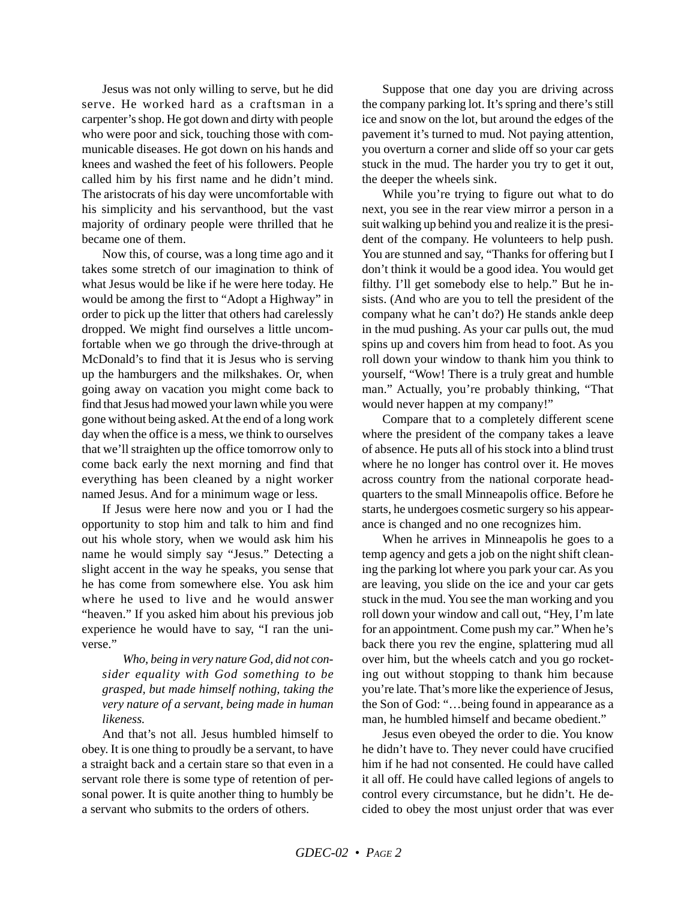Jesus was not only willing to serve, but he did serve. He worked hard as a craftsman in a carpenter's shop. He got down and dirty with people who were poor and sick, touching those with communicable diseases. He got down on his hands and knees and washed the feet of his followers. People called him by his first name and he didn't mind. The aristocrats of his day were uncomfortable with his simplicity and his servanthood, but the vast majority of ordinary people were thrilled that he became one of them.

Now this, of course, was a long time ago and it takes some stretch of our imagination to think of what Jesus would be like if he were here today. He would be among the first to "Adopt a Highway" in order to pick up the litter that others had carelessly dropped. We might find ourselves a little uncomfortable when we go through the drive-through at McDonald's to find that it is Jesus who is serving up the hamburgers and the milkshakes. Or, when going away on vacation you might come back to find that Jesus had mowed your lawn while you were gone without being asked. At the end of a long work day when the office is a mess, we think to ourselves that we'll straighten up the office tomorrow only to come back early the next morning and find that everything has been cleaned by a night worker named Jesus. And for a minimum wage or less.

If Jesus were here now and you or I had the opportunity to stop him and talk to him and find out his whole story, when we would ask him his name he would simply say "Jesus." Detecting a slight accent in the way he speaks, you sense that he has come from somewhere else. You ask him where he used to live and he would answer "heaven." If you asked him about his previous job experience he would have to say, "I ran the universe."

> *Who, being in very nature God, did not consider equality with God something to be grasped, but made himself nothing, taking the very nature of a servant, being made in human likeness.*

And that's not all. Jesus humbled himself to obey. It is one thing to proudly be a servant, to have a straight back and a certain stare so that even in a servant role there is some type of retention of personal power. It is quite another thing to humbly be a servant who submits to the orders of others.

Suppose that one day you are driving across the company parking lot. It's spring and there's still ice and snow on the lot, but around the edges of the pavement it's turned to mud. Not paying attention, you overturn a corner and slide off so your car gets stuck in the mud. The harder you try to get it out, the deeper the wheels sink.

While you're trying to figure out what to do next, you see in the rear view mirror a person in a suit walking up behind you and realize it is the president of the company. He volunteers to help push. You are stunned and say, "Thanks for offering but I don't think it would be a good idea. You would get filthy. I'll get somebody else to help." But he insists. (And who are you to tell the president of the company what he can't do?) He stands ankle deep in the mud pushing. As your car pulls out, the mud spins up and covers him from head to foot. As you roll down your window to thank him you think to yourself, "Wow! There is a truly great and humble man." Actually, you're probably thinking, "That would never happen at my company!"

Compare that to a completely different scene where the president of the company takes a leave of absence. He puts all of his stock into a blind trust where he no longer has control over it. He moves across country from the national corporate headquarters to the small Minneapolis office. Before he starts, he undergoes cosmetic surgery so his appearance is changed and no one recognizes him.

When he arrives in Minneapolis he goes to a temp agency and gets a job on the night shift cleaning the parking lot where you park your car. As you are leaving, you slide on the ice and your car gets stuck in the mud. You see the man working and you roll down your window and call out, "Hey, I'm late for an appointment. Come push my car." When he's back there you rev the engine, splattering mud all over him, but the wheels catch and you go rocketing out without stopping to thank him because you're late. That's more like the experience of Jesus, the Son of God: "…being found in appearance as a man, he humbled himself and became obedient."

Jesus even obeyed the order to die. You know he didn't have to. They never could have crucified him if he had not consented. He could have called it all off. He could have called legions of angels to control every circumstance, but he didn't. He decided to obey the most unjust order that was ever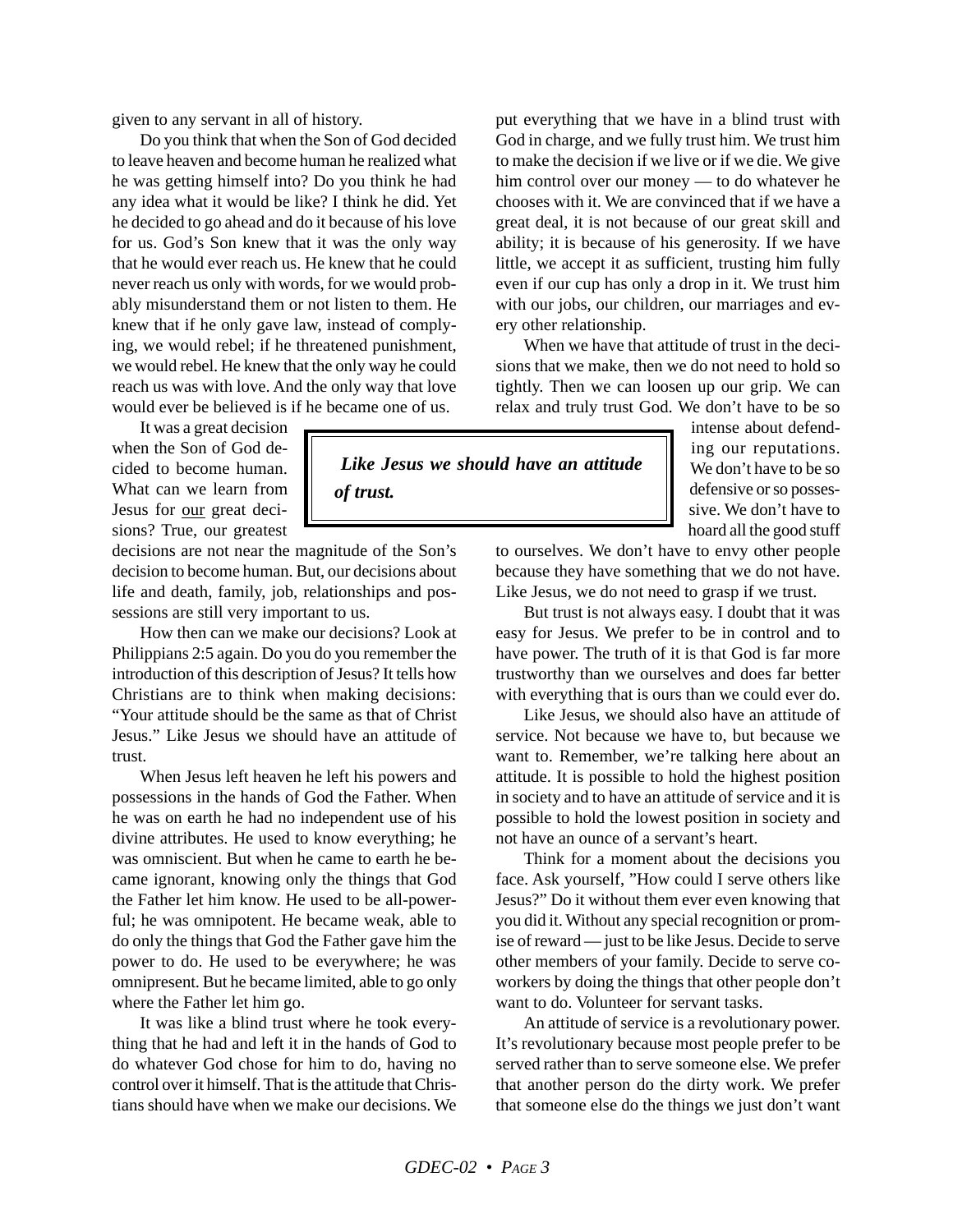given to any servant in all of history.

Do you think that when the Son of God decided to leave heaven and become human he realized what he was getting himself into? Do you think he had any idea what it would be like? I think he did. Yet he decided to go ahead and do it because of his love for us. God's Son knew that it was the only way that he would ever reach us. He knew that he could never reach us only with words, for we would probably misunderstand them or not listen to them. He knew that if he only gave law, instead of complying, we would rebel; if he threatened punishment, we would rebel. He knew that the only way he could reach us was with love. And the only way that love would ever be believed is if he became one of us.

It was a great decision when the Son of God decided to become human. What can we learn from Jesus for our great decisions? True, our greatest decisions are not near the magnitude of the Son's decision to become human. But, our decisions about life and death, family, job, relationships and possessions are still very important to us.

How then can we make our decisions? Look at Philippians 2:5 again. Do you do you remember the introduction of this description of Jesus? It tells how Christians are to think when making decisions: "Your attitude should be the same as that of Christ Jesus." Like Jesus we should have an attitude of trust.

When Jesus left heaven he left his powers and possessions in the hands of God the Father. When he was on earth he had no independent use of his divine attributes. He used to know everything; he was omniscient. But when he came to earth he became ignorant, knowing only the things that God the Father let him know. He used to be all-powerful; he was omnipotent. He became weak, able to do only the things that God the Father gave him the power to do. He used to be everywhere; he was omnipresent. But he became limited, able to go only where the Father let him go.

It was like a blind trust where he took everything that he had and left it in the hands of God to do whatever God chose for him to do, having no control over it himself. That is the attitude that Christians should have when we make our decisions. We put everything that we have in a blind trust with God in charge, and we fully trust him. We trust him to make the decision if we live or if we die. We give him control over our money — to do whatever he chooses with it. We are convinced that if we have a great deal, it is not because of our great skill and ability; it is because of his generosity. If we have little, we accept it as sufficient, trusting him fully even if our cup has only a drop in it. We trust him with our jobs, our children, our marriages and every other relationship.

When we have that attitude of trust in the decisions that we make, then we do not need to hold so tightly. Then we can loosen up our grip. We can relax and truly trust God. We don't have to be so intense about defending our reputations. We don't have to be so defensive or so possessive. We don't have to hoard all the good stuff to ourselves. We don't have to envy other people because they have something that we do not have. Like Jesus, we do not need to grasp if we trust.

> ***Like Jesus we should have an attitude of trust.***

But trust is not always easy. I doubt that it was easy for Jesus. We prefer to be in control and to have power. The truth of it is that God is far more trustworthy than we ourselves and does far better with everything that is ours than we could ever do.

Like Jesus, we should also have an attitude of service. Not because we have to, but because we want to. Remember, we're talking here about an attitude. It is possible to hold the highest position in society and to have an attitude of service and it is possible to hold the lowest position in society and not have an ounce of a servant's heart.

Think for a moment about the decisions you face. Ask yourself, "How could I serve others like Jesus?" Do it without them ever even knowing that you did it. Without any special recognition or promise of reward — just to be like Jesus. Decide to serve other members of your family. Decide to serve coworkers by doing the things that other people don't want to do. Volunteer for servant tasks.

An attitude of service is a revolutionary power. It's revolutionary because most people prefer to be served rather than to serve someone else. We prefer that another person do the dirty work. We prefer that someone else do the things we just don't want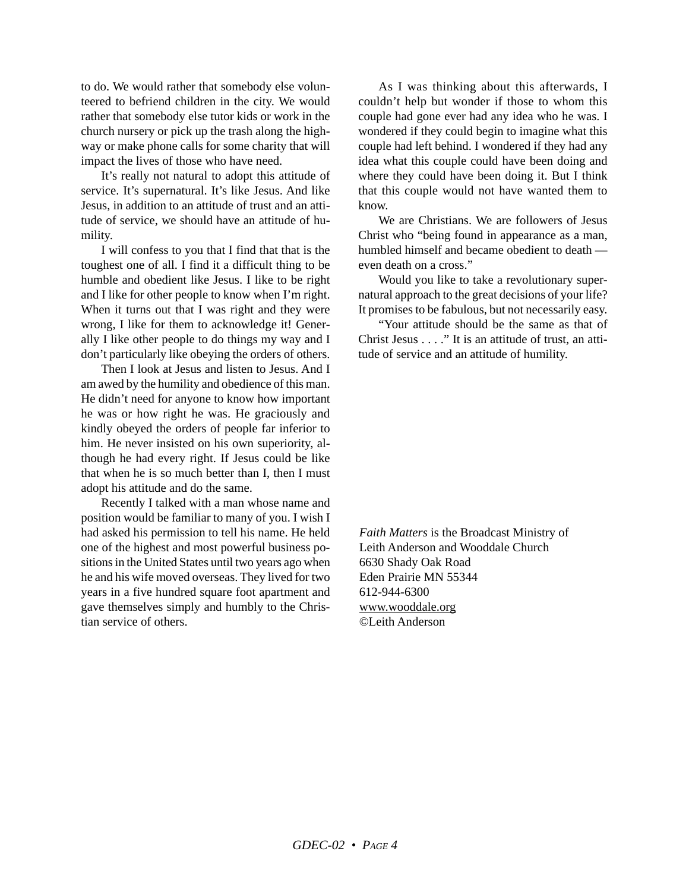to do. We would rather that somebody else volunteered to befriend children in the city. We would rather that somebody else tutor kids or work in the church nursery or pick up the trash along the highway or make phone calls for some charity that will impact the lives of those who have need.

It's really not natural to adopt this attitude of service. It's supernatural. It's like Jesus. And like Jesus, in addition to an attitude of trust and an attitude of service, we should have an attitude of humility.

I will confess to you that I find that that is the toughest one of all. I find it a difficult thing to be humble and obedient like Jesus. I like to be right and I like for other people to know when I'm right. When it turns out that I was right and they were wrong, I like for them to acknowledge it! Generally I like other people to do things my way and I don't particularly like obeying the orders of others.

Then I look at Jesus and listen to Jesus. And I am awed by the humility and obedience of this man. He didn't need for anyone to know how important he was or how right he was. He graciously and kindly obeyed the orders of people far inferior to him. He never insisted on his own superiority, although he had every right. If Jesus could be like that when he is so much better than I, then I must adopt his attitude and do the same.

Recently I talked with a man whose name and position would be familiar to many of you. I wish I had asked his permission to tell his name. He held one of the highest and most powerful business positions in the United States until two years ago when he and his wife moved overseas. They lived for two years in a five hundred square foot apartment and gave themselves simply and humbly to the Christian service of others.

As I was thinking about this afterwards, I couldn't help but wonder if those to whom this couple had gone ever had any idea who he was. I wondered if they could begin to imagine what this couple had left behind. I wondered if they had any idea what this couple could have been doing and where they could have been doing it. But I think that this couple would not have wanted them to know.

We are Christians. We are followers of Jesus Christ who "being found in appearance as a man, humbled himself and became obedient to death — even death on a cross."

Would you like to take a revolutionary supernatural approach to the great decisions of your life? It promises to be fabulous, but not necessarily easy.

"Your attitude should be the same as that of Christ Jesus . . . ." It is an attitude of trust, an attitude of service and an attitude of humility.

*Faith Matters* is the Broadcast Ministry of
Leith Anderson and Wooddale Church
6630 Shady Oak Road
Eden Prairie MN 55344
612-944-6300
www.wooddale.org
©Leith Anderson